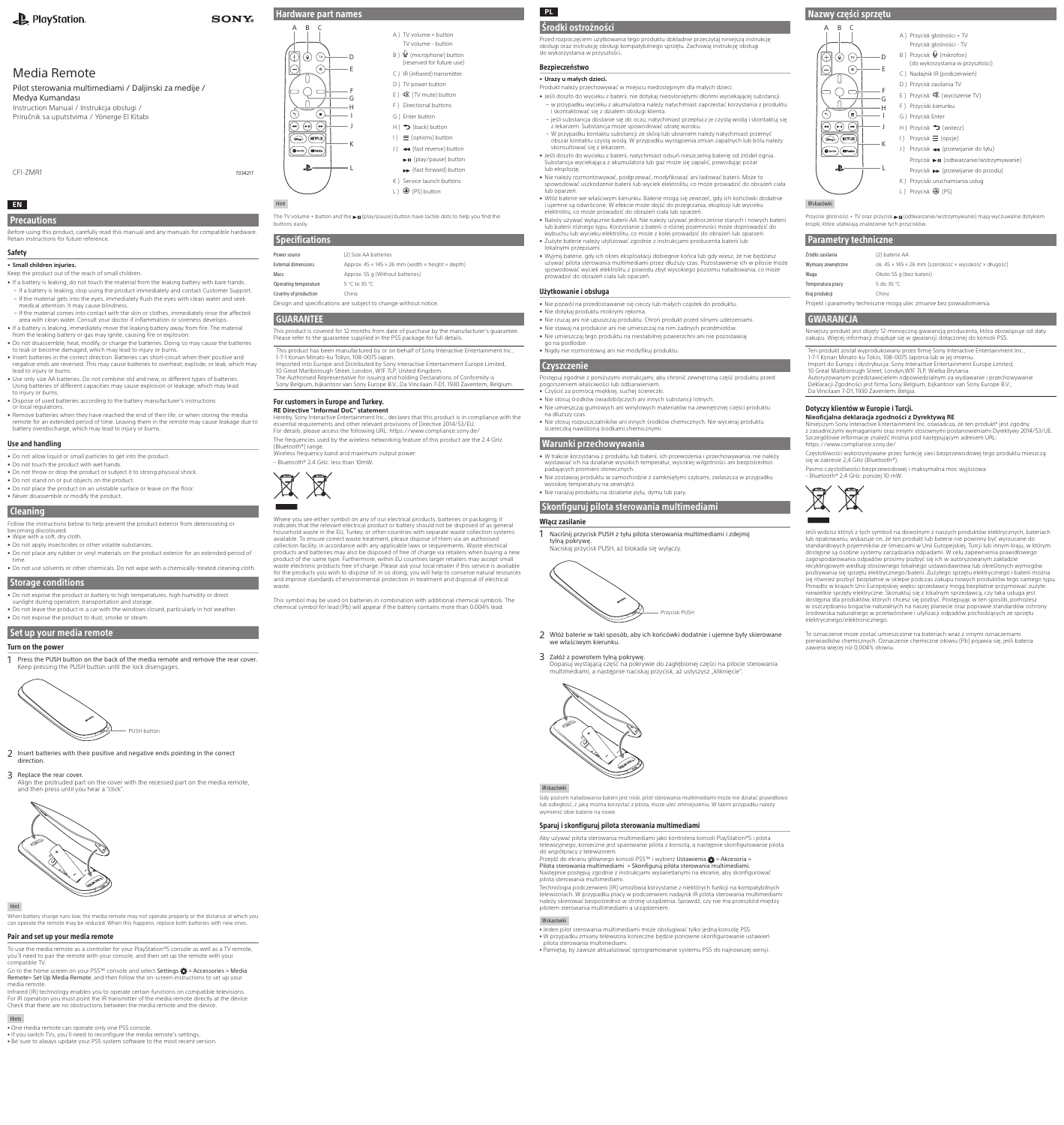PlayStation. SONY

# Media Remote

Pilot sterowania multimediami / Daljinski za medije / Medya Kumandası

Instruction Manual / Instrukcja obsługi / Priručnik sa uputstvima / Yönerge El Kitabı

CFI-ZMR1

7034217

EN

## Precautions

Before using this product, carefully read this manual and any manuals for compatible hardware. Retain instructions for future reference.

### Safety

- **Small children injuries.**

Keep the product out of the reach of small children.

- If a battery is leaking, do not touch the material from the leaking battery with bare hands.
  - If a battery is leaking, stop using the product immediately and contact Customer Support.
  - If the material gets into the eyes, immediately flush the eyes with clean water and seek medical attention. It may cause blindness.
  - If the material comes into contact with the skin or clothes, immediately rinse the affected area with clean water. Consult your doctor if inflammation or soreness develops.
- If a battery is leaking, immediately move the leaking battery away from fire. The material from the leaking battery or gas may ignite, causing fire or explosion.
- Do not disassemble, heat, modify, or charge the batteries. Doing so may cause the batteries to leak or become damaged, which may lead to injury or burns.
- Insert batteries in the correct direction. Batteries can short-circuit when their positive and negative ends are reversed. This may cause batteries to overheat, explode, or leak, which may lead to injury or burns.
- Use only size AA batteries. Do not combine old and new, or different types of batteries. Using batteries of different capacities may cause explosion or leakage, which may lead to injury or burns.
- Dispose of used batteries according to the battery manufacturer's instructions or local regulations.
- Remove batteries when they have reached the end of their life, or when storing the media remote for an extended period of time. Leaving them in the remote may cause leakage due to battery overdischarge, which may lead to injury or burns.

### Use and handling

- Do not allow liquid or small particles to get into the product.
- Do not touch the product with wet hands.
- Do not throw or drop the product or subject it to strong physical shock.
- Do not stand on or put objects on the product.
- Do not place the product on an unstable surface or leave on the floor.
- Never disassemble or modify the product.

## Cleaning

Follow the instructions below to help prevent the product exterior from deteriorating or becoming discoloured.

- Wipe with a soft, dry cloth.
- Do not apply insecticides or other volatile substances.
- Do not place any rubber or vinyl materials on the product exterior for an extended period of time.
- Do not use solvents or other chemicals. Do not wipe with a chemically-treated cleaning cloth.

## Storage conditions

- Do not expose the product or battery to high temperatures, high humidity or direct sunlight during operation, transportation and storage.
- Do not leave the product in a car with the windows closed, particularly in hot weather.
- Do not expose the product to dust, smoke or steam.

## Set up your media remote

### Turn on the power

1. Press the PUSH button on the back of the media remote and remove the rear cover. Keep pressing the PUSH button until the lock disengages.

PUSH button

2. Insert batteries with their positive and negative ends pointing in the correct direction.
3. Replace the rear cover.
   Align the protruded part on the cover with the recessed part on the media remote, and then press until you hear a "click".

Hint

When battery charge runs low, the media remote may not operate properly or the distance at which you can operate the remote may be reduced. When this happens, replace both batteries with new ones.

### Pair and set up your media remote

To use the media remote as a controller for your PlayStation®5 console as well as a TV remote, you'll need to pair the remote with your console, and then set up the remote with your compatible TV.

Go to the home screen on your PS5™ console and select Settings > Accessories > Media Remote> Set Up Media Remote, and then follow the on-screen instructions to set up your media remote.

Infrared (IR) technology enables you to operate certain functions on compatible televisions. For IR operation you must point the IR transmitter of the media remote directly at the device. Check that there are no obstructions between the media remote and the device.

Hints

- One media remote can operate only one PS5 console.
- If you switch TVs, you'll need to reconfigure the media remote's settings.
- Be sure to always update your PS5 system software to the most recent version.

## Hardware part names

A ) TV volume + button
TV volume - button
B ) (microphone) button (reserved for future use)
C ) IR (infrared) transmitter
D ) TV power button
E ) (TV mute) button
F ) Directional buttons
G ) Enter button
H ) (back) button
I ) (options) button
J ) (fast reverse) button
(play/pause) button
(fast forward) button
K ) Service launch buttons
L ) (PS) button

Hint

The TV volume + button and the (play/pause) button have tactile dots to help you find the buttons easily.

## Specifications

| | |
|---|---|
| Power source | (2) Size AA batteries |
| External dimensions | Approx. 45 × 145 × 26 mm (width × height × depth) |
| Mass | Approx. 55 g (Without batteries) |
| Operating temperature | 5 °C to 35 °C |
| Country of production | China |

Design and specifications are subject to change without notice.

## GUARANTEE

This product is covered for 12 months from date of purchase by the manufacturer's guarantee. Please refer to the guarantee supplied in the PS5 package for full details.

This product has been manufactured by or on behalf of Sony Interactive Entertainment Inc., 1-7-1 Konan Minato-ku Tokyo, 108-0075 Japan.
Imported into Europe and Distributed by Sony Interactive Entertainment Europe Limited, 10 Great Marlborough Street, London, W1F 7LP, United Kingdom.
The Authorised Representative for issuing and holding Declarations of Conformity is Sony Belgium, bijkantoor van Sony Europe B.V., Da Vincilaan 7-D1, 1930 Zaventem, Belgium.

### For customers in Europe and Turkey.

**RE Directive "Informal DoC" statement**

Hereby, Sony Interactive Entertainment Inc., declares that this product is in compliance with the essential requirements and other relevant provisions of Directive 2014/53/EU.
For details, please access the following URL: https://www.compliance.sony.de/

The frequencies used by the wireless networking feature of this product are the 2.4 GHz (Bluetooth®) range.
Wireless frequency band and maximum output power:
– Bluetooth® 2.4 GHz: less than 10mW.

Where you see either symbol on any of our electrical products, batteries or packaging, it indicates that the relevant electrical product or battery should not be disposed of as general household waste in the EU, Turkey, or other countries with separate waste collection systems available. To ensure correct waste treatment, please dispose of them via an authorised collection facility, in accordance with any applicable laws or requirements. Waste electrical products and batteries may also be disposed of free of charge via retailers when buying a new product of the same type. Furthermore, within EU countries larger retailers may accept small waste electronic products free of charge. Please ask your local retailer if this service is available for the products you wish to dispose of. In so doing, you will help to conserve natural resources and improve standards of environmental protection in treatment and disposal of electrical waste.

This symbol may be used on batteries in combination with additional chemical symbols. The chemical symbol for lead (Pb) will appear if the battery contains more than 0.004% lead.

PL

## Środki ostrożności

Przed rozpoczęciem użytkowania tego produktu dokładnie przeczytaj niniejszą instrukcję obsługi oraz instrukcje obsługi kompatybilnego sprzętu. Zachowaj instrukcje obsługi do wykorzystania w przyszłości.

### Bezpieczeństwo

- **Urazy u małych dzieci.**

Produkt należy przechowywać w miejscu niedostępnym dla małych dzieci.

- Jeśli doszło do wycieku z baterii, nie dotykaj nieosłoniętymi dłońmi wyciekającej substancji.
  - w przypadku wycieku z akumulatora należy natychmiast zaprzestać korzystania z produktu i skontaktować się z działem obsługi klienta.
  - jeśli substancja dostanie się do oczu, natychmiast przepłucz je czystą wodą i skontaktuj się z lekarzem. Substancja może spowodować utratę wzroku.
  - W przypadku kontaktu substancji ze skórą lub ubraniem należy natychmiast przemyć obszar kontaktu czystą wodą. W przypadku wystąpienia zmian zapalnych lub bólu należy skonsultować się z lekarzem.
- Jeśli doszło do wycieku z baterii, natychmiast odsuń nieszczelną baterię od źródeł ognia. Substancja wyciekająca z akumulatora lub gaz może się zapalić, powodując pożar lub eksplozję.
- Nie należy rozmontowywać, podgrzewać, modyfikować ani ładować baterii. Może to spowodować uszkodzenie baterii lub wyciek elektrolitu, co może prowadzić do obrażeń ciała lub oparzeń.
- Włóż baterie we właściwym kierunku. Baterie mogą się zewrzeć, gdy ich końcówki dodatnie i ujemne są odwrócone. W efekcie może dojść do przegrzania, eksplozji lub wycieku elektrolitu, co może prowadzić do obrażeń ciała lub oparzeń.
- Należy używać wyłącznie baterii AA. Nie należy używać jednocześnie starych i nowych baterii lub baterii różnego typu. Korzystanie z baterii o różnej pojemności może doprowadzić do wybuchu lub wycieku elektrolitu, co może z kolei prowadzić do obrażeń lub oparzeń.
- Zużyte baterie należy utylizować zgodnie z instrukcjami producenta baterii lub lokalnymi przepisami.
- Wyjmij baterie, gdy ich okres eksploatacji dobiegnie końca lub gdy wiesz, że nie będziesz używać pilota sterowania multimediami przez dłuższy czas. Pozostawienie ich w pilocie może spowodować wyciek elektrolitu z powodu zbyt wysokiego poziomu naładowania, co może prowadzić do obrażeń ciała lub oparzeń.

### Użytkowanie i obsługa

- Nie pozwól na przedostawanie się cieczy lub małych cząstek do produktu.
- Nie dotykaj produktu mokrymi rękoma.
- Nie rzucaj ani nie upuszczaj produktu. Chroń produkt przed silnymi uderzeniami.
- Nie stawaj na produkcie ani nie umieszczaj na nim żadnych przedmiotów.
- Nie umieszczaj tego produktu na niestabilnej powierzchni ani nie pozostawiaj go na podłodze.
- Nigdy nie rozmontowuj ani nie modyfikuj produktu.

## Czyszczenie

Postępuj zgodnie z poniższymi instrukcjami, aby chronić zewnętrzną część produktu przed pogorszeniem właściwości lub odbarwieniem.

- Czyścić za pomocą miękkiej, suchej ściereczki.
- Nie stosuj środków owadobójczych ani innych substancji lotnych.
- Nie umieszczaj gumowych ani winylowych materiałów na zewnętrznej części produktu na dłuższy czas.
- Nie stosuj rozpuszczalników ani innych środków chemicznych. Nie wycieraj produktu ściereczką nawilżoną środkami chemicznymi.

## Warunki przechowywania

- W trakcie korzystania z produktu lub baterii, ich przewożenia i przechowywania, nie należy wystawiać ich na działanie wysokich temperatur, wysokiej wilgotności ani bezpośrednio padających promieni słonecznych.
- Nie zostawiaj produktu w samochodzie z zamkniętymi szybami, zwłaszcza w przypadku wysokiej temperatury na zewnątrz.
- Nie narażaj produktu na działanie pyłu, dymu lub pary.

## Skonfiguruj pilota sterowania multimediami

### Włącz zasilanie

1. Naciśnij przycisk PUSH z tyłu pilota sterowania multimediami i zdejmij tylną pokrywę.
   Naciskaj przycisk PUSH, aż blokada się wyłączy.

Przycisk PUSH

2. Włóż baterie w taki sposób, aby ich końcówki dodatnie i ujemne były skierowane we właściwym kierunku.
3. Załóż z powrotem tylną pokrywę.
   Dopasuj wystającą część na pokrywie do zagłębionej części na pilocie sterowania multimediami, a następnie naciskaj przycisk, aż usłyszysz „kliknięcie".

Wskazówki

Gdy poziom naładowania baterii jest niski, pilot sterowania multimediami może nie działać prawidłowo lub odległość, z jaką można korzystać z pilota, może ulec zmniejszeniu. W takim przypadku należy wymienić obie baterie na nowe.

### Sparuj i skonfiguruj pilota sterowania multimediami

Aby używać pilota sterowania multimediami jako kontrolera konsoli PlayStation®5 i pilota telewizyjnego, konieczne jest sparowanie pilota z konsolą, a następnie skonfigurowanie pilota do współpracy z telewizorem.

Przejdź do ekranu głównego konsoli PS5™ i wybierz Ustawienia > Akcesoria > Pilota sterowania multimediami > Skonfiguruj pilota sterowania multimediami. Następnie postępuj zgodnie z instrukcjami wyświetlanymi na ekranie, aby skonfigurować pilota sterowania multimediami.

Technologia podczerwieni (IR) umożliwia korzystanie z niektórych funkcji na kompatybilnych telewizorach. W przypadku pracy w podczerwieni nadajnik IR pilota sterowania multimediami należy skierować bezpośrednio w stronę urządzenia. Sprawdź, czy nie ma przeszkód między pilotem sterowania multimediami a urządzeniem.

Wskazówki

- Jeden pilot sterowania multimediami może obsługiwać tylko jedną konsolę PS5.
- W przypadku zmiany telewizora konieczne będzie ponowne skonfigurowanie ustawień pilota sterowania multimediami.
- Pamiętaj, by zawsze aktualizować oprogramowanie systemu PS5 do najnowszej wersji.

## Nazwy części sprzętu

A ) Przycisk głośności + TV
Przycisk głośności - TV
B ) Przycisk (mikrofon) (do wykorzystania w przyszłości)
C ) Nadajnik IR (podczerwień)
D ) Przycisk zasilania TV
E ) Przycisk (wyciszenie TV)
F ) Przyciski kierunku
G ) Przycisk Enter
H ) Przycisk (wstecz)
I ) Przycisk (opcje)
J ) Przycisk (przewijanie do tyłu)
Przycisk (odtwarzanie/wstrzymywanie)
Przycisk (przewijanie do przodu)
K ) Przyciski uruchamiania usług
L ) Przycisk (PS)

Wskazówki

Przycisk głośności + TV oraz przycisk (odtwarzanie/wstrzymywanie) mają wyczuwalne dotykiem kropki, które ułatwiają znalezienie tych przycisków.

## Parametry techniczne

| | |
|---|---|
| Źródło zasilania | (2) baterie AA |
| Wymiary zewnętrzne | ok. 45 × 145 × 26 mm (szerokość × wysokość × długość) |
| Waga | Około 55 g (bez baterii) |
| Temperatura pracy | 5 do 35 °C |
| Kraj produkcji | Chiny |

Projekt i parametry techniczne mogą ulec zmianie bez powiadomienia.

## GWARANCJA

Niniejszy produkt jest objęty 12-miesięczną gwarancją producenta, która obowiązuje od daty zakupu. Więcej informacji znajduje się w gwarancji dołączonej do konsoli PS5.

Ten produkt został wyprodukowany przez firmę Sony Interactive Entertainment Inc., 1-7-1 Konan Minato-ku Tokio, 108-0075 Japonia lub w jej imieniu.
Import do Europy i dystrybucja: Sony Interactive Entertainment Europe Limited, 10 Great Marlborough Street, London,W1F 7LP, Wielka Brytania.
Autoryzowanym przedstawicielem odpowiedzialnym za wydawanie i przechowywanie Deklaracji Zgodności jest firma Sony Belgium, bijkantoor van Sony Europe B.V., Da Vincilaan 7-D1,1930 Zaventem, Belgia.

### Dotyczy klientów w Europie i Turcji.

**Nieoficjalna deklaracja zgodności z Dyrektywą RE**

Niniejszym Sony Interactive Entertainment Inc. oświadcza, że ten produkt* jest zgodny z zasadniczymi wymaganiami oraz innymi stosownymi postanowieniami Dyrektywy 2014/53/UE. Szczegółowe informacje znaleźć można pod następującym adresem URL: https://www.compliance.sony.de/

Częstotliwości wykorzystywane przez funkcję sieci bezprzewodowej tego produktu mieszczą się w zakresie 2,4 GHz (Bluetooth®).
Pasmo częstotliwości bezprzewodowej i maksymalna moc wyjściowa:
– Bluetooth® 2,4 GHz: poniżej 10 mW.

Jeśli widzisz którykolwiek z tych symboli na dowolnym z naszych produktów elektrycznych, bateriach lub opakowaniu, wskazuje on, że ten produkt lub baterie nie powinny być wyrzucane do standardowych pojemników ze śmieciami w Unii Europejskiej, Turcji lub innym kraju, w którym dostępne są osobne systemy zarządzania odpadami. W celu zapewnienia prawidłowego zagospodarowania odpadów prosimy pozbyć się ich w autoryzowanym zakładzie recyklingowym według stosownego lokalnego ustawodawstwa lub określonych wymogów pozbywania się sprzętu elektrycznego/baterii. Zużyty sprzęt elektryczny i baterie można się również pozbyć bezpłatnie w sklepie podczas zakupu nowych produktów tego samego typu. Ponadto w krajach Unii Europejskiej więksi sprzedawcy mogą bezpłatnie przyjmować zużyte niewielkie sprzęty elektryczne. Skonaktuj się z lokalnym sprzedawcą, czy taka usługa jest dostępna dla produktów, których chcesz się pozbyć. Postępując w ten sposób, pomożesz w oszczędzaniu bogactw naturalnych na naszej planecie oraz poprawie standardów ochrony środowiska naturalnego w przetwórstwie i utylizacji odpadów pochodzących ze sprzętu elektrycznego/elektronicznego.

To oznaczenie może zostać umieszczone na bateriach wraz z innymi oznaczeniami pierwiastków chemicznych. Oznaczenie chemiczne ołowiu (Pb) pojawia się, jeśli bateria zawiera więcej niż 0,004% ołowiu.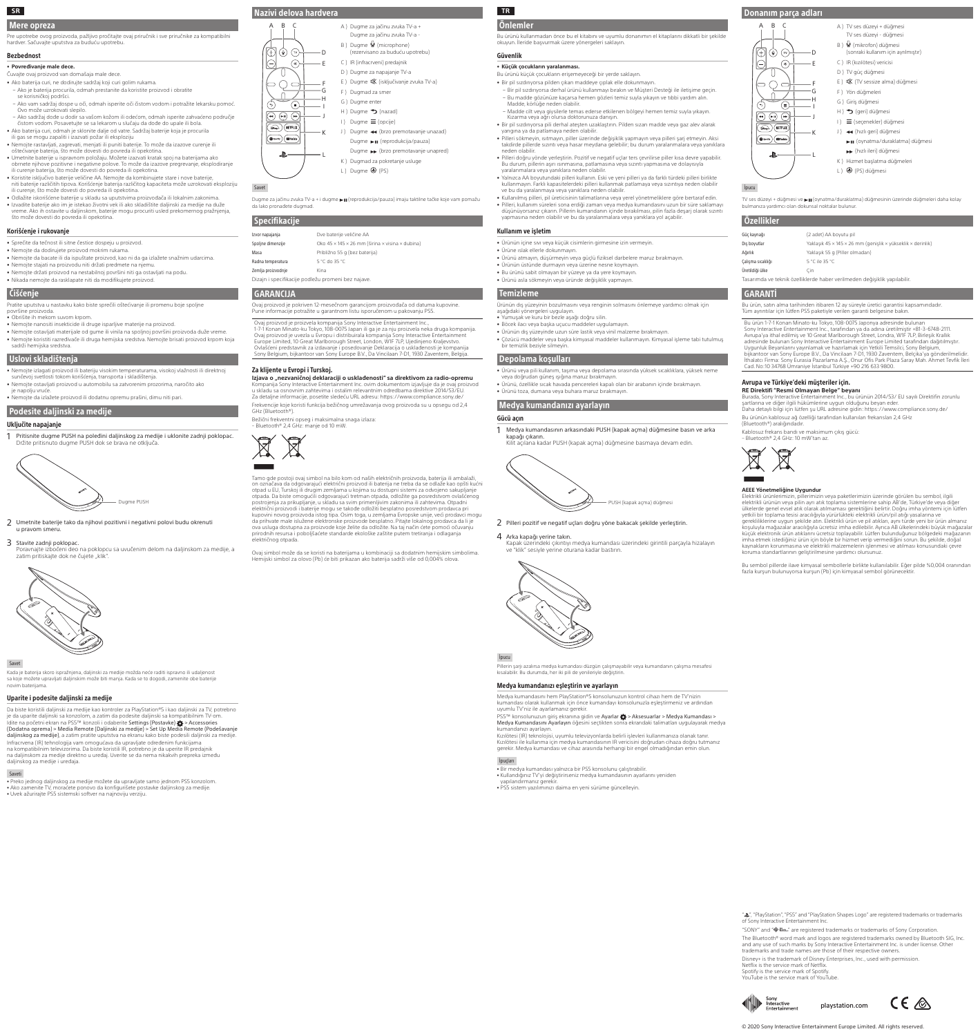SR

## Mere opreza

Pre upotrebe ovog proizvoda, pažljivo pročitajte ovaj priručnik i sve priručnike za kompatibilni hardver. Sačuvajte uputstva za buduću upotrebu.

### Bezbednost

- **Povređivanje male dece.**

Čuvajte ovaj proizvod van domašaja male dece.

- Ako baterija curi, ne dodirujte sadržaj koji curi golim rukama.
  - Ako je baterija procurila, odmah prestanite da koristite proizvod i obratite se korisničkoj podršci.
  - Ako vam sadržaj dospe u oči, odmah isperite oči čistom vodom i potražite lekarsku pomoć. Ovo može uzrokovati slepilo.
  - Ako sadržaj dođe u dodir sa vašom kožom ili odećom, odmah isperite zahvaćeno područje čistom vodom. Posavetujte se sa lekarom u slučaju da dođe do upale ili bola.
- Ako baterija curi, odmah je sklonite dalje od vatre. Sadržaj baterije koja je procurila ili gas se mogu zapaliti i izazvati požar ili eksploziju.
- Nemojte rastavljati, zagrevati, menjati ili puniti baterije. To može da izazove curenje ili oštećivanje baterija, što može dovesti do povreda ili opekotina.
- Umetnite baterije u ispravnom položaju. Možete izazvati kratak spoj na baterijama ako obrnete njihove pozitivne i negativne polove. To može da izazove pregrevanje, eksplodiranje ili curenje baterija, što može dovesti do povreda ili opekotina.
- Koristite isključivo baterije veličine AA. Nemojte da kombinujete stare i nove baterije, niti baterije različitih tipova. Korišćenje baterija različitog kapaciteta može uzrokovati eksploziju ili curenje, što može dovesti do povreda ili opekotina.
- Odložite iskorišćene baterije u skladu sa uputstvima proizvođača ili lokalnim zakonima.
- Izvadite baterije ako im je istekao životni vek ili ako skladištite daljinski za medije na duže vreme. Ako ih ostavite u daljinskom, baterije mogu procuriti usled prekomernog pražnjenja, što može dovesti do povreda ili opekotina.

### Korišćenje i rukovanje

- Sprečite da tečnost ili sitne čestice dospeju u proizvod.
- Nemojte da dodirujete proizvod mokrim rukama.
- Nemojte da bacate ili da ispuštate proizvod, kao ni da ga izlažete snažnim udarcima.
- Nemojte stajati na proizvodu niti držati predmete na njemu.
- Nemojte držati proizvod na nestabilnoj površini niti ga ostavljati na podu.
- Nikada nemojte da rasklapate niti da modifikujete proizvod.

## Čišćenje

Pratite uputstva u nastavku kako biste sprečili oštećivanje ili promenu boje spoljne površine proizvoda.
- Obrišite ih mekom suvom krpom.
- Nemojte nanositi insekticide ili druge isparljive materije na proizvod.
- Nemojte ostavljati materijale od gume ili vinila na spoljnoj površini proizvoda duže vreme.
- Nemojte koristiti razređivače ili druga hemijska sredstva. Nemojte brisati proizvod krpom koja sadrži hemijska sredstva.

## Uslovi skladištenja

- Nemojte izlagati proizvod ili bateriju visokim temperaturama, visokoj vlažnosti ili direktnoj sunčevoj svetlosti tokom korišćenja, transporta i skladištenja.
- Nemojte ostavljati proizvod u automobilu sa zatvorenim prozorima, naročito ako je napolju vruće.
- Nemojte da izlažete proizvod ili dodatnu opremu prašini, dimu niti pari.

## Podesite daljinski za medije

### Uključite napajanje

1. Pritisnite dugme PUSH na poleđini daljinskog za medije i uklonite zadnji poklopac. Držite pritisnuto dugme PUSH dok se brava ne otključa.

Dugme PUSH

2. Umetnite baterije tako da njihovi pozitivni i negativni polovi budu okrenuti u pravom smeru.

3. Stavite zadnji poklopac. Poravnajte izbočeni deo na poklopcu sa uvučenim delom na daljinskom za medije, a zatim pritiskajte dok ne čujete „klik".

Savet

Kada je baterija skoro ispražnjena, daljinski za medije možda neće raditi ispravno ili udaljenost sa koje možete upravljati daljinskim može biti manja. Kada se to dogodi, zamenite obe baterije novim baterijama.

### Uparite i podesite daljinski za medije

Da biste koristili daljinski za medije kao kontroler za PlayStation®5 i kao daljinski za TV, potrebno je da uparite daljinski sa konzolom, a zatim da podesite daljinski sa kompatibilnim TV-om.
Idite na početni ekran na PS5™ konzoli i odaberite Settings (Postavke) > Accessories (Dodatna oprema) > Media Remote [Daljinski za medije] > Set Up Media Remote [Podešavanje daljinskog za medije], a zatim pratite uputstva na ekranu kako biste podesili daljinski za medije.
Infracrvena (IR) tehnologija vam omogućava da upravljate određenim funkcijama na kompatibilnim televizorima. Da biste koristili IR, potrebno je da uperite IR predajnik na daljinskom za medije direktno u uređaj. Uverite se da nema nikakvih prepreka između daljinskog za medije i uređaja.

Saveti
- Preko jednog daljinskog za medije možete da upravljate samo jednom PS5 konzolom.
- Ako zamenite TV, moraćete ponovo da konfigurišete postavke daljinskog za medije.
- Uvek ažurirajte PS5 sistemski softver na najnoviju verziju.

## Nazivi delova hardvera

A) Dugme za jačinu zvuka TV-a +
Dugme za jačinu zvuka TV-a -
B) Dugme (microphone) (rezervisano za buduću upotrebu)
C) IR (infracrveni) predajnik
D) Dugme za napajanje TV-a
E) Dugme (isključivanje zvuka TV-a)
F) Dugmad za smer
G) Dugme enter
H) Dugme (nazad)
I) Dugme (opcije)
J) Dugme (brzo premotavanje unazad)
Dugme (reprodukcija/pauza)
Dugme (brzo premotavanje unapred)
K) Dugmad za pokretanje usluge
L) Dugme (PS)

Savet

Dugme za jačinu zvuka TV-a + i dugme (reprodukcija/pauza) imaju taktilne tačke koje vam pomažu da lako pronađete dugmad.

## Specifikacije

| | |
|---|---|
| Izvor napajanja | Dve baterije veličine AA |
| Spoljne dimenzije | Oko 45 × 145 × 26 mm (širina × visina × dubina) |
| Masa | Približno 55 g (bez baterija) |
| Radna temperatura | 5 °C do 35 °C |
| Zemlja proizvodnje | Kina |

Dizajn i specifikacije podležu promeni bez najave.

## GARANCIJA

Ovaj proizvod je pokriven 12-mesečnom garancijom proizvođača od datuma kupovine. Pune informacije potražite u garantnom listu isporučenom u pakovanju PS5.

Ovaj proizvod je proizvela kompanija Sony Interactive Entertainment Inc., 1-7-1 Konan Minato-ku Tokyo, 108-0075 Japan ili ga je za nju proizvela neka druga kompanija. Ovaj proizvod je uvezla u Evropu i distribuirala kompanija Sony Interactive Entertainment Europe Limited, 10 Great Marlborough Street, London, W1F 7LP, Ujedinjeno Kraljevstvo. Ovlašćeni predstavnik za izdavanje i posedovanje Deklaracija o usklađenosti je kompanija Sony Belgium, bijkantoor van Sony Europe B.V., Da Vincilaan 7-D1, 1930 Zaventem, Belgija.

### Za klijente u Evropi i Turskoj.

**Izjava o „nezvaničnoj deklaraciji o usklađenosti" sa direktivom za radio-opremu**
Kompanija Sony Interactive Entertainment Inc. ovim dokumentom izjavljuje da je ovaj proizvod u skladu sa osnovnim zahtevima i ostalim relevantnim odredbama direktive 2014/53/EU. Za detaljne informacije, posetite sledeću URL adresu: https://www.compliance.sony.de/

Frekvencije koje koristi funkcija bežičnog umrežavanja ovog proizvoda su u opsegu od 2,4 GHz (Bluetooth®).

Bežični frekventni opseg i maksimalna snaga izlaza:
– Bluetooth® 2,4 GHz: manje od 10 mW.

Tamo gde postoji ovaj simbol na bilo kom od naših električnih proizvoda, baterija ili ambalaži, on označava da odgovarajući električni proizvod ili baterija ne treba da se odlaže kao opšti kućni otpad u EU, Turskoj ili drugim zemljama u kojima su dostupni sistemi za odvojeno sakupljanje otpada. Da biste omogućili odgovarajući tretman otpada, odložite ga posredstvom ovlašćenog postrojenja za prikupljanje, u skladu sa svim primenljivim zakonima ili zahtevima. Otpadni električni proizvodi i baterije mogu se takođe odložiti besplatno posredstvom prodavaca pri kupovini novog proizvoda istog tipa. Osim toga, u zemljama Evropske unije, veći prodavci mogu da prihvate male isluženе elektronske proizvode besplatno. Pitajte lokalnog prodavca da li je ova usluga dostupna za proizvode koje želite da odložite. Na taj način ćete pomoći očuvanju prirodnih resursa i poboljšaćete standarde ekološke zaštite putem tretiranja i odlaganja električnog otpada.

Ovaj simbol može da se koristi na baterijama u kombinaciji sa dodatnim hemijskim simbolima. Hemijski simbol za olovo (Pb) će biti prikazan ako baterija sadrži više od 0,004% olova.

TR

## Önlemler

Bu ürünü kullanmadan önce bu el kitabını ve uyumlu donanımın el kitaplarını dikkatli bir şekilde okuyun. İleride başvurmak üzere yönergeleri saklayın.

### Güvenlik

- **Küçük çocukların yaralanması.**

Bu ürünü küçük çocukların erişemeyeceği bir yerde saklayın.
- Bir pil sızdırıyorsa pilden çıkan maddeye çıplak elle dokunmayın.
  - Bir pil sızdırıyorsa derhal ürünü kullanmayı bırakın ve Müşteri Desteği ile iletişime geçin.
  - Bu madde gözünüze kaçarsa hemen gözleri temiz suyla yıkayın ve tıbbi yardım alın. Madde, körlüğe neden olabilir.
  - Madde cilt veya giysilerle temas ederse etkilenen bölgeyi hemen temiz suyla yıkayın. Kızarma veya ağrı olursa doktorunuza danışın.
- Bir pil sızdırıyorsa pili derhal ateşten uzaklaştırın. Pilden sızan madde veya gaz alev alarak yangına ya da patlamaya neden olabilir.
- Pilleri sökmeyin, ısıtmayın, piller üzerinde değişiklik yapmayın veya pilleri şarj etmeyin. Aksi takdirde pillerde sızıntı veya hasar meydana gelebilir; bu durum yaralanmalara veya yanıklara neden olabilir.
- Pilleri doğru yönde yerleştirin. Pozitif ve negatif uçlar ters çevrilirse piller kısa devre yapabilir. Bu durum, pillerin aşırı ısınmasına, patlamasına veya sızıntı yapmasına ve dolayısıyla yaralanmalara veya yanıklara neden olabilir.
- Yalnızca AA boyutundaki pilleri kullanın. Eski ve yeni pilleri ya da farklı türdeki pilleri birlikte kullanmayın. Farklı kapasitelerdeki pilleri kullanmak patlamaya veya sızıntıya neden olabilir ve bu da yaralanmalara veya yanıklara neden olabilir.
- Kullanılmış pilleri, pil üreticisinin talimatlarına veya yerel yönetmeliklere göre bertaraf edin.
- Pilleri, kullanım süreleri sona erdiği zaman veya medya kumandasını uzun bir süre saklamayı düşünüyorsanız çıkarın. Pillerin kumandanın içinde bırakılması, pilin fazla deşarj olarak sızıntı yapmasına neden olabilir ve bu da yaralanmalara veya yanıklara yol açabilir.

### Kullanım ve işletim

- Ürünün içine sıvı veya küçük cisimlerin girmesine izin vermeyin.
- Ürüne ıslak ellerle dokunmayın.
- Ürünü atmayın, düşürmeyin veya güçlü fiziksel darbelere maruz bırakmayın.
- Ürünün üstünde durmayın veya üzerine nesne koymayın.
- Bu ürünü sabit olmayan bir yüzeye ya da yere koymayın.
- Ürünü asla sökmeyin veya üründe değişiklik yapmayın.

## Temizleme

Ürünün dış yüzeyinin bozulmasını veya renginin solmasını önlemeye yardımcı olmak için aşağıdaki yönergeleri uygulayın.
- Yumuşak ve kuru bir bezle aşağı doğru silin.
- Böcek ilacı veya başka uçucu maddeler uygulamayın.
- Ürünün dış yüzeyinde uzun süre lastik veya vinil malzeme bırakmayın.
- Çözücü maddeler veya başka kimyasal maddeler kullanmayın. Kimyasal işleme tabi tutulmuş bir temizlik beziyle silmeyin.

## Depolama koşulları

- Ürünü veya pili kullanım, taşıma veya depolama sırasında yüksek sıcaklıklara, yüksek neme veya doğrudan güneş ışığına maruz bırakmayın.
- Ürünü, özellikle sıcak havada pencereleri kapalı olan bir arabanın içinde bırakmayın.
- Ürünü toza, dumana veya buhara maruz bırakmayın.

## Medya kumandanızı ayarlayın

### Gücü açın

1. Medya kumandasının arkasındaki PUSH (kapak açma) düğmesine basın ve arka kapağı çıkarın. Kilit açılana kadar PUSH (kapak açma) düğmesine basmaya devam edin.

PUSH (kapak açma) düğmesi

2. Pilleri pozitif ve negatif uçları doğru yöne bakacak şekilde yerleştirin.

3. Arka kapağı yerine takın. Kapak üzerindeki çıkıntıyı medya kumandası üzerindeki girintili parçayla hizalayın ve "klik" sesiyle yerine oturana kadar bastırın.

İpucu

Pillerin şarjı azalırsa medya kumandası düzgün çalışmayabilir veya kumandanın çalışma mesafesi kısalabilir. Bu durumda, her iki pili de yenileriyle değiştirin.

### Medya kumandanızı eşleştirin ve ayarlayın

Medya kumandasını hem PlayStation®5 konsolunuzun kontrol cihazı hem de TV'nizin kumandası olarak kullanmak için önce kumandayı konsolunuzla eşleştirmeniz ve ardından uyumlu TV'niz ile ayarlamanız gerekir.
PS5™ konsolunuzun giriş ekranına gidin ve Ayarlar > Aksesuarlar > Medya Kumandası > Medya Kumandasını Ayarlayın öğesini seçtikten sonra ekrandaki talimatları uygulayarak medya kumandanızı ayarlayın.
Kızılötesi (IR) teknolojisi, uyumlu televizyonlarda belirli işlevleri kullanmanıza olanak tanır. Kızılötesi ile kullanma için medya kumandasının IR vericisini doğrudan cihaza doğru tutmanız gerekir. Medya kumandası ve cihaz arasında herhangi bir engel olmadığından emin olun.

İpuçları
- Bir medya kumandası yalnızca bir PS5 konsolunu çalıştırabilir.
- Kullandığınız TV'yi değiştirirseniz medya kumandasının ayarlarını yeniden yapılandırmanız gerekir.
- PS5 sistem yazılımınızı daima en yeni sürüme güncelleyin.

## Donanım parça adları

A) TV ses düzeyi + düğmesi
TV ses düzeyi - düğmesi
B) (mikrofon) düğmesi (sonraki kullanım için ayrılmıştır)
C) IR (kızılötesi) vericisi
D) TV güç düğmesi
E) (TV sessize alma) düğmesi
F) Yön düğmeleri
G) Giriş düğmesi
H) (geri) düğmesi
I) (seçenekler) düğmesi
J) (hızlı geri) düğmesi
(oynatma/duraklatma) düğmesi
(hızlı ileri) düğmesi
K) Hizmet başlatma düğmeleri
L) (PS) düğmesi

İpucu

TV ses düzeyi + düğmesi ve (oynatma/duraklatma) düğmesinin üzerinde düğmeleri daha kolay bulmanıza yardımcı olan dokunsal noktalar bulunur.

## Özellikler

| | |
|---|---|
| Güç kaynağı | (2 adet) AA boyutu pil |
| Dış boyutlar | Yaklaşık 45 × 145 × 26 mm (genişlik × yükseklik × derinlik) |
| Ağırlık | Yaklaşık 55 g (Piller olmadan) |
| Çalışma sıcaklığı | 5 °C ile 35 °C |
| Üretildiği ülke | Çin |

Tasarımda ve teknik özelliklerde haber verilmeden değişiklik yapılabilir.

## GARANTİ

Bu ürün, satın alma tarihinden itibaren 12 ay süreyle üretici garantisi kapsamındadır. Tüm ayrıntılar için lütfen PS5 paketiyle verilen garanti belgesine bakın.

Bu ürün 1-7-1 Konan Minato-ku Tokyo, 108-0075 Japonya adresinde bulunan Sony Interactive Entertainment Inc., tarafından ya da adına üretilmiştir +81-3-6748-2111. Avrupa'ya ithal edilmiş ve 10 Great Marlborough Street, London, W1F 7LP, Birleşik Krallık adresinde bulunan Sony Interactive Entertainment Europe Limited tarafından dağıtılmıştır. Uygunluk Beyanlarını yayınlamak ve hazırlamak için Yetkili Temsilci, Sony Belgium, bijkantoor van Sony Europe B.V., Da Vincilaan 7-D1, 1930 Zaventem, Belçika'ya gönderilmelidir. İthalatçı Firma: Sony Eurasia Pazarlama A.Ş., Onur Ofis Park Plaza Saray Mah. Ahmet Tevfik İleri Cad. No:10 34768 Ümraniye İstanbul Türkiye +90 216 633 9800.

### Avrupa ve Türkiye'deki müşteriler için.

**RE Direktifi "Resmi Olmayan Belge" beyanı**
Burada, Sony Interactive Entertainment Inc., bu ürünün 2014/53/ EU sayılı Direktifin zorunlu şartlarına ve diğer ilgili hükümlerine uygun olduğunu beyan eder.
Daha detaylı bilgi için lütfen şu URL adresine gidin: https://www.compliance.sony.de/

Bu ürünün kablosuz ağ özelliği tarafından kullanılan frekansları 2,4 GHz (Bluetooth®) aralığındadır.

Kablosuz frekans bandı ve maksimum çıkış gücü:
– Bluetooth® 2,4 GHz: 10 mW'tan az.

**AEEE Yönetmeliğine Uygundur**
Elektrikli ürünlerimizin, pillerimizin veya paketlerimizin üzerinde görülen bu sembol, ilgili elektrikli ürünün veya pilin ayrı atık toplama sistemlerine sahip AB'de, Türkiye'de veya diğer ülkelerde genel evsel atık olarak atılmaması gerektiğini belirtir. Doğru imha yöntemi için lütfen yetkili bir toplama tesisi aracılığıyla yürürlükteki elektrikli ürün/pil atığı yasalarına ve gerekliliklerine uygun şekilde atın. Elektrikli ürün ve pil atıkları, aynı türde yeni bir ürün alırsanız kosuluyla mağazalar aracılığıyla ücretsiz imha edilebilir. Ayrıca AB ülkelerindeki büyük mağazalar küçük elektronik ürün atıklarını ücretsiz toplayabilir. Lütfen bulunduğunuz bölgedeki mağazanın imha etmek istediğiniz ürün için böyle bir hizmet verip vermediğini sorun. Bu şekilde, doğal kaynakların korunmasına ve elektrikli malzemelerin işlenmesi ve imhası konusundaki çevre koruma standartlarının geliştirilmesine yardımcı olursunuz.

Bu sembol pillerde ilave kimyasal sembollerle birlikte kullanılabilir. Eğer pilde %0,004 oranından fazla kurşun bulunuyorsa kurşun (Pb) için kimyasal sembol görünecektir.

"", "PlayStation", "PS5" and "PlayStation Shapes Logo" are registered trademarks or trademarks of Sony Interactive Entertainment Inc.

"SONY" and "" are registered trademarks or trademarks of Sony Corporation.

The Bluetooth® word mark and logos are registered trademarks owned by Bluetooth SIG, Inc. and any use of such marks by Sony Interactive Entertainment Inc. is under license. Other trademarks and trade names are those of their respective owners.

Disney+ is the trademark of Disney Enterprises, Inc., used with permission.
Netflix is the service mark of Netflix.
Spotify is the service mark of Spotify.
YouTube is the service mark of YouTube.

Sony Interactive Entertainment

playstation.com

© 2020 Sony Interactive Entertainment Europe Limited. All rights reserved.